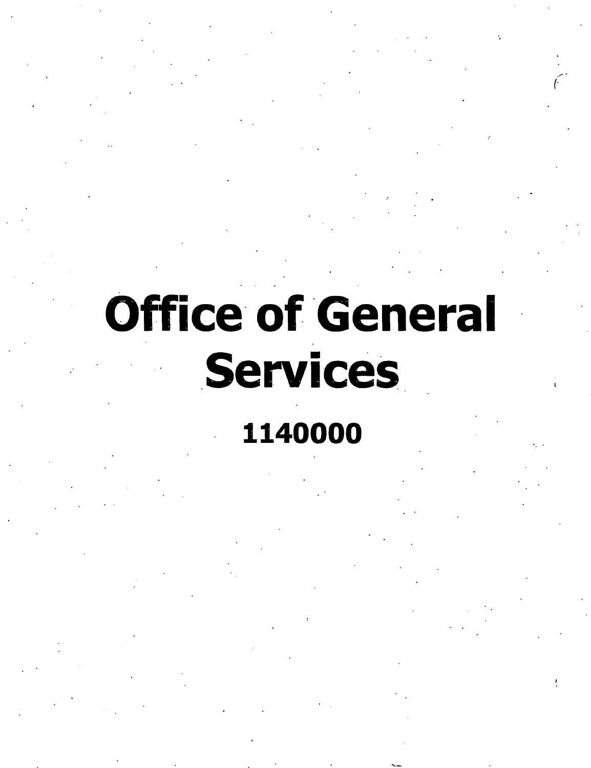# Office of General Services

## 1140000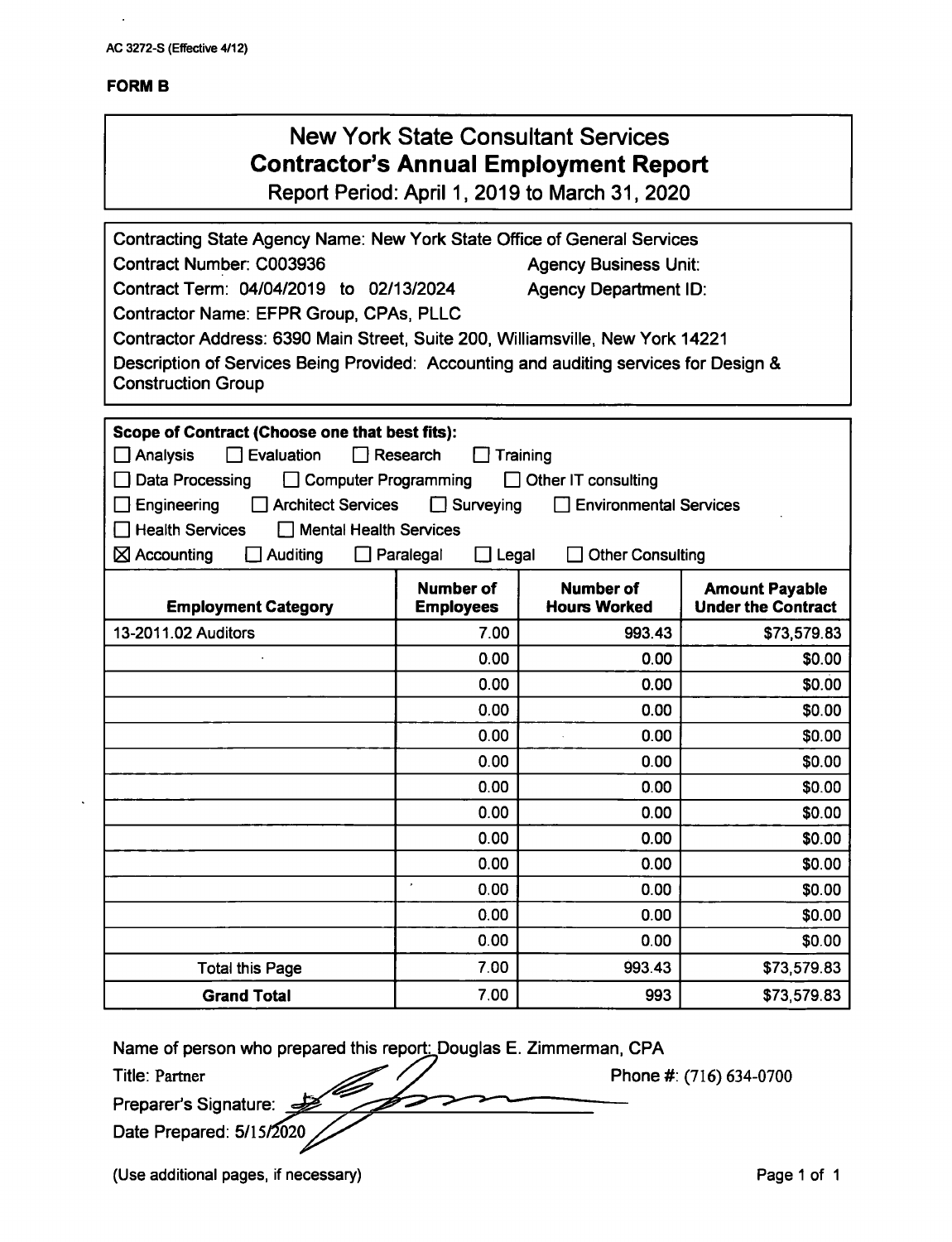AC 3272-S (Effective 4/12)

**FORM B**

# New York State Consultant Services
## Contractor's Annual Employment Report
Report Period: April 1, 2019 to March 31, 2020

Contracting State Agency Name: New York State Office of General Services

Contract Number: C003936 Agency Business Unit:

Contract Term: 04/04/2019 to 02/13/2024 Agency Department ID:

Contractor Name: EFPR Group, CPAs, PLLC

Contractor Address: 6390 Main Street, Suite 200, Williamsville, New York 14221

Description of Services Being Provided: Accounting and auditing services for Design & Construction Group

**Scope of Contract (Choose one that best fits):**

☐ Analysis ☐ Evaluation ☐ Research ☐ Training

☐ Data Processing ☐ Computer Programming ☐ Other IT consulting

☐ Engineering ☐ Architect Services ☐ Surveying ☐ Environmental Services

☐ Health Services ☐ Mental Health Services

☒ Accounting ☐ Auditing ☐ Paralegal ☐ Legal ☐ Other Consulting

| Employment Category | Number of Employees | Number of Hours Worked | Amount Payable Under the Contract |
|---|---|---|---|
| 13-2011.02 Auditors | 7.00 | 993.43 | $73,579.83 |
| | 0.00 | 0.00 | $0.00 |
| | 0.00 | 0.00 | $0.00 |
| | 0.00 | 0.00 | $0.00 |
| | 0.00 | 0.00 | $0.00 |
| | 0.00 | 0.00 | $0.00 |
| | 0.00 | 0.00 | $0.00 |
| | 0.00 | 0.00 | $0.00 |
| | 0.00 | 0.00 | $0.00 |
| | 0.00 | 0.00 | $0.00 |
| | 0.00 | 0.00 | $0.00 |
| | 0.00 | 0.00 | $0.00 |
| | 0.00 | 0.00 | $0.00 |
| Total this Page | 7.00 | 993.43 | $73,579.83 |
| **Grand Total** | 7.00 | 993 | $73,579.83 |

Name of person who prepared this report: Douglas E. Zimmerman, CPA

Title: Partner Phone #: (716) 634-0700

Preparer's Signature:

Date Prepared: 5/15/2020

(Use additional pages, if necessary)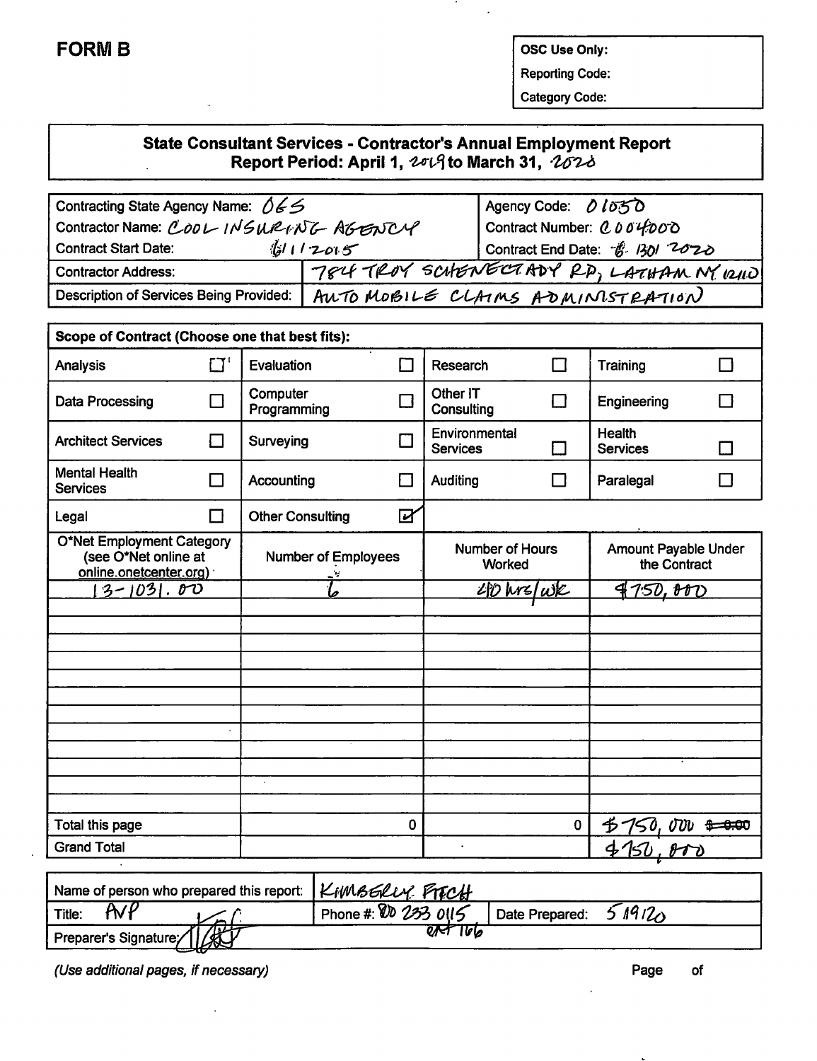# FORM B

| OSC Use Only: |
|---|
| Reporting Code: |
| Category Code: |

## State Consultant Services - Contractor's Annual Employment Report
### Report Period: April 1, 2019 to March 31, 2020

| | |
|---|---|
| Contracting State Agency Name: OGS | Agency Code: 01050 |
| Contractor Name: COOL INSURING AGENCY | Contract Number: C004000 |
| Contract Start Date: 6/1/2015 | Contract End Date: 6/30/2020 |
| Contractor Address: | 784 TROY SCHENECTADY RD, LATHAM NY 12110 |
| Description of Services Being Provided: | AUTOMOBILE CLAIMS ADMINISTRATION |

**Scope of Contract (Choose one that best fits):**

| | | | | | | | |
|---|---|---|---|---|---|---|---|
| Analysis | ☐ | Evaluation | ☐ | Research | ☐ | Training | ☐ |
| Data Processing | ☐ | Computer Programming | ☐ | Other IT Consulting | ☐ | Engineering | ☐ |
| Architect Services | ☐ | Surveying | ☐ | Environmental Services | ☐ | Health Services | ☐ |
| Mental Health Services | ☐ | Accounting | ☐ | Auditing | ☐ | Paralegal | ☐ |
| Legal | ☐ | Other Consulting | ☑ | | | | |

| O*Net Employment Category (see O*Net online at online.onetcenter.org) | Number of Employees | Number of Hours Worked | Amount Payable Under the Contract |
|---|---|---|---|
| 13-1031.00 | 6 | 40 hrs/wk | $750,000 |
| | | | |
| | | | |
| | | | |
| | | | |
| | | | |
| | | | |
| | | | |
| | | | |
| | | | |
| | | | |
| | | | |
| | | | |
| Total this page | 0 | 0 | $750,000 ~~$0.00~~ |
| Grand Total | | | $750,000 |

| | | | |
|---|---|---|---|
| Name of person who prepared this report: | KIMBERLY FITCH | | |
| Title: AVP | Phone #: 800 233 0115 ext 166 | Date Prepared: | 5/19/20 |
| Preparer's Signature: [signature] | | | |

*(Use additional pages, if necessary)*

Page of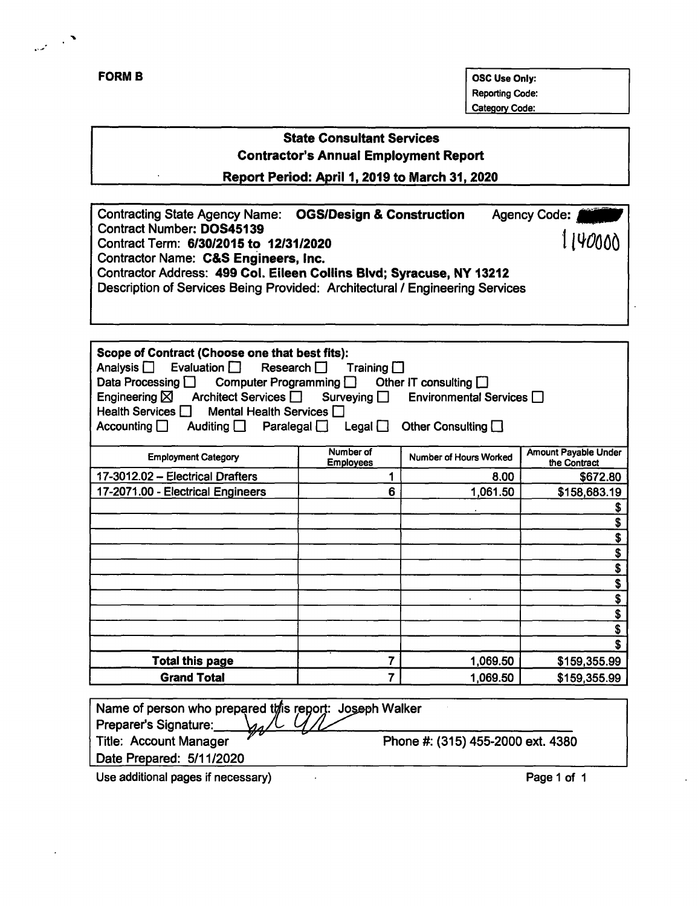**FORM B**

| OSC Use Only: |
|---|
| Reporting Code: |
| Category Code: |

## State Consultant Services
## Contractor's Annual Employment Report
## Report Period: April 1, 2019 to March 31, 2020

Contracting State Agency Name: **OGS/Design & Construction** Agency Code: 1140000
Contract Number: **DOS45139**
Contract Term: **6/30/2015 to 12/31/2020**
Contractor Name: **C&S Engineers, Inc.**
Contractor Address: **499 Col. Eileen Collins Blvd; Syracuse, NY 13212**
Description of Services Being Provided: Architectural / Engineering Services

**Scope of Contract (Choose one that best fits):**
Analysis ☐ Evaluation ☐ Research ☐ Training ☐
Data Processing ☐ Computer Programming ☐ Other IT consulting ☐
Engineering ☒ Architect Services ☐ Surveying ☐ Environmental Services ☐
Health Services ☐ Mental Health Services ☐
Accounting ☐ Auditing ☐ Paralegal ☐ Legal ☐ Other Consulting ☐

| Employment Category | Number of Employees | Number of Hours Worked | Amount Payable Under the Contract |
|---|---|---|---|
| 17-3012.02 – Electrical Drafters | 1 | 8.00 | $672.80 |
| 17-2071.00 - Electrical Engineers | 6 | 1,061.50 | $158,683.19 |
| | | | $ |
| | | | $ |
| | | | $ |
| | | | $ |
| | | | $ |
| | | | $ |
| | | | $ |
| | | | $ |
| | | | $ |
| | | | $ |
| **Total this page** | 7 | 1,069.50 | $159,355.99 |
| **Grand Total** | 7 | 1,069.50 | $159,355.99 |

Name of person who prepared this report: Joseph Walker
Preparer's Signature: [signature]
Title: Account Manager Phone #: (315) 455-2000 ext. 4380
Date Prepared: 5/11/2020

Use additional pages if necessary)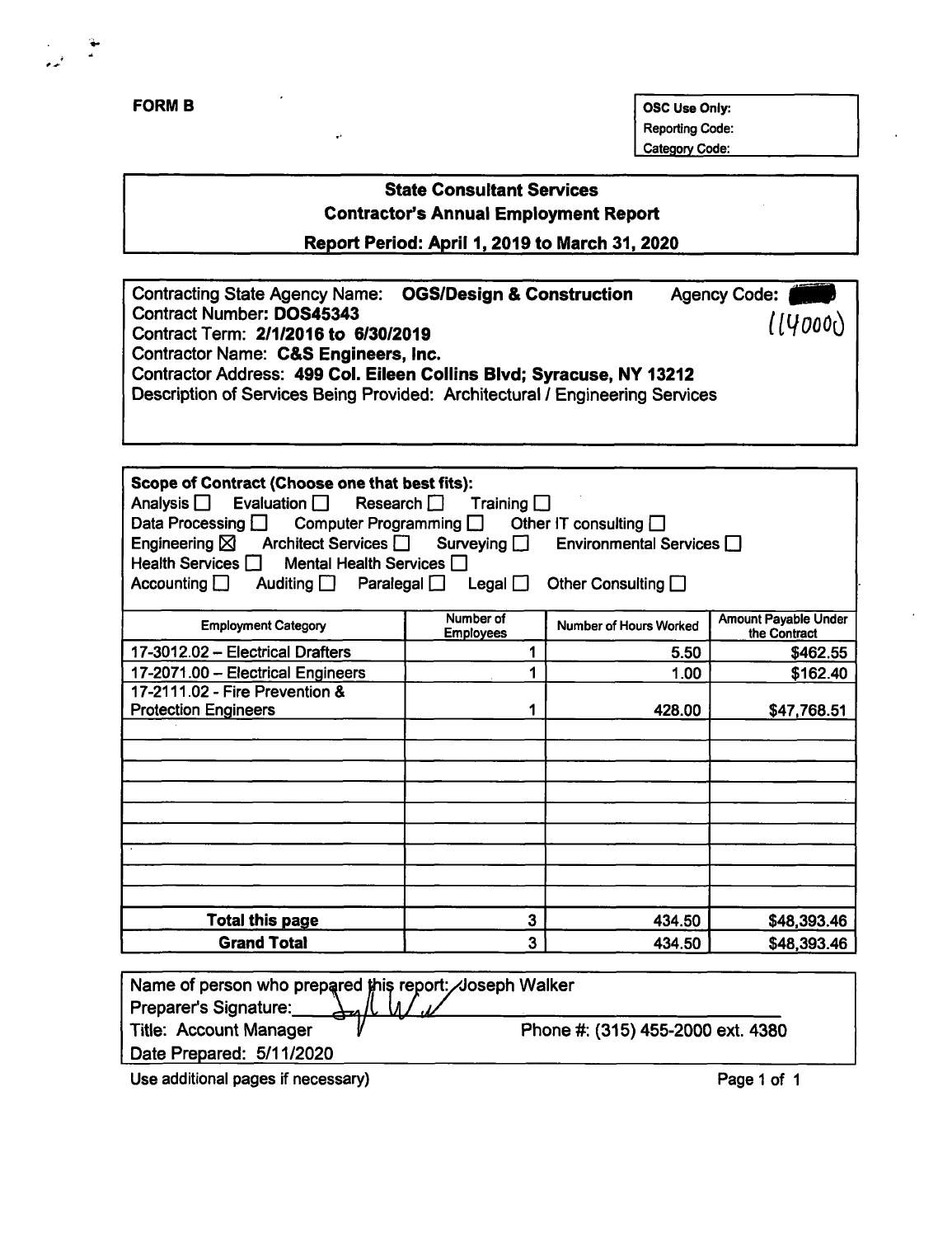**FORM B**

| OSC Use Only: |
|---|
| Reporting Code: |
| Category Code: |

## State Consultant Services
## Contractor's Annual Employment Report
## Report Period: April 1, 2019 to March 31, 2020

Contracting State Agency Name: **OGS/Design & Construction** Agency Code: (14000)
Contract Number: **DOS45343**
Contract Term: **2/1/2016 to 6/30/2019**
Contractor Name: **C&S Engineers, Inc.**
Contractor Address: **499 Col. Eileen Collins Blvd; Syracuse, NY 13212**
Description of Services Being Provided: Architectural / Engineering Services

**Scope of Contract (Choose one that best fits):**
Analysis ☐ Evaluation ☐ Research ☐ Training ☐
Data Processing ☐ Computer Programming ☐ Other IT consulting ☐
Engineering ☒ Architect Services ☐ Surveying ☐ Environmental Services ☐
Health Services ☐ Mental Health Services ☐
Accounting ☐ Auditing ☐ Paralegal ☐ Legal ☐ Other Consulting ☐

| Employment Category | Number of Employees | Number of Hours Worked | Amount Payable Under the Contract |
|---|---|---|---|
| 17-3012.02 – Electrical Drafters | 1 | 5.50 | $462.55 |
| 17-2071.00 – Electrical Engineers | 1 | 1.00 | $162.40 |
| 17-2111.02 - Fire Prevention & Protection Engineers | 1 | 428.00 | $47,768.51 |
| | | | |
| | | | |
| | | | |
| | | | |
| | | | |
| | | | |
| | | | |
| | | | |
| **Total this page** | 3 | 434.50 | $48,393.46 |
| **Grand Total** | 3 | 434.50 | $48,393.46 |

Name of person who prepared this report: Joseph Walker
Preparer's Signature: [signature]
Title: Account Manager Phone #: (315) 455-2000 ext. 4380
Date Prepared: 5/11/2020

Use additional pages if necessary)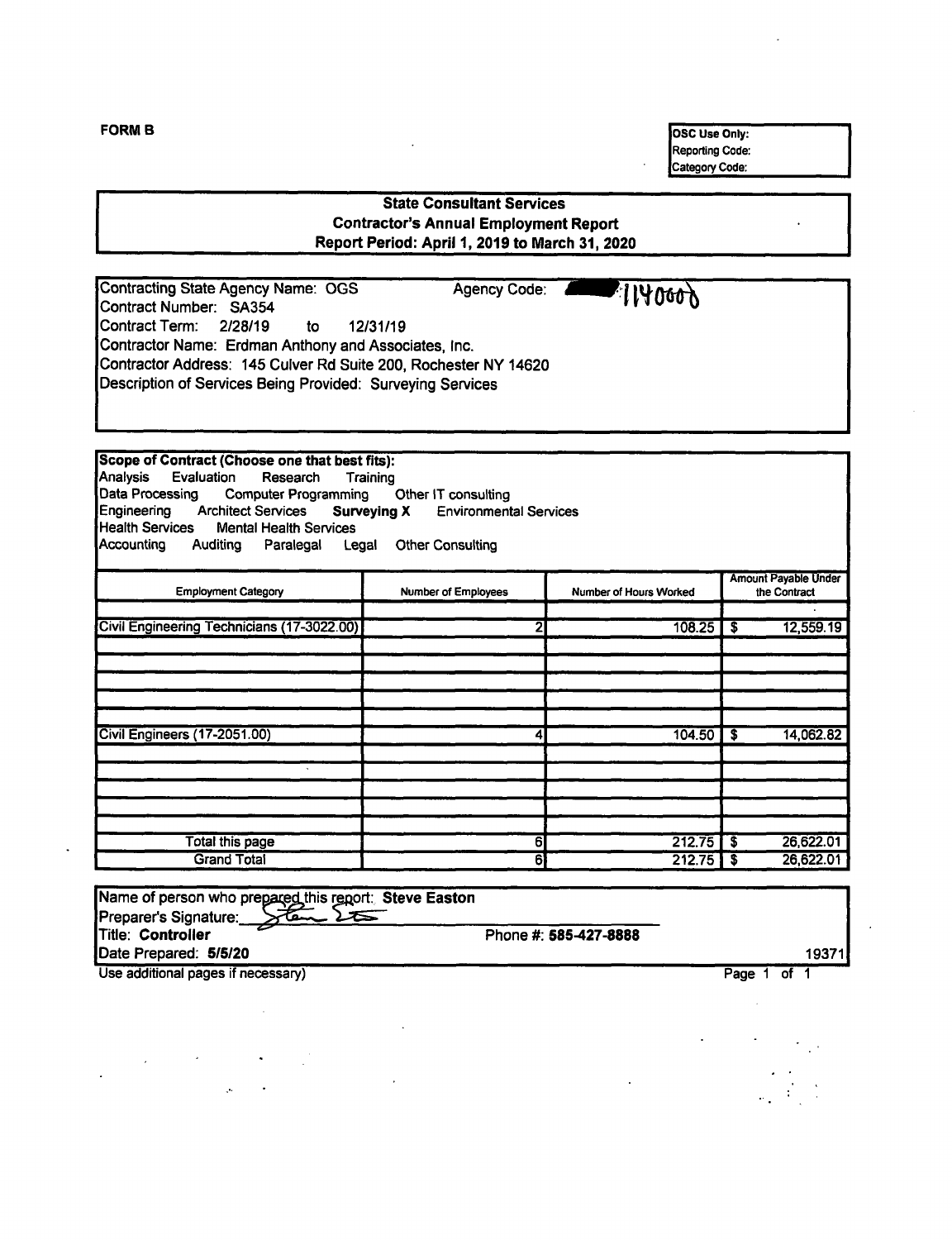**FORM B**

| OSC Use Only: |
|---|
| Reporting Code: |
| Category Code: |

## State Consultant Services
## Contractor's Annual Employment Report
## Report Period: April 1, 2019 to March 31, 2020

Contracting State Agency Name: OGS    Agency Code: 114000

Contract Number: SA354

Contract Term: 2/28/19 to 12/31/19

Contractor Name: Erdman Anthony and Associates, Inc.

Contractor Address: 145 Culver Rd Suite 200, Rochester NY 14620

Description of Services Being Provided: Surveying Services

**Scope of Contract (Choose one that best fits):**

Analysis    Evaluation    Research    Training

Data Processing    Computer Programming    Other IT consulting

Engineering    Architect Services    **Surveying X**    Environmental Services

Health Services    Mental Health Services

Accounting    Auditing    Paralegal    Legal    Other Consulting

| Employment Category | Number of Employees | Number of Hours Worked | Amount Payable Under the Contract |
|---|---|---|---|
| Civil Engineering Technicians (17-3022.00) | 2 | 108.25 | $ 12,559.19 |
| Civil Engineers (17-2051.00) | 4 | 104.50 | $ 14,062.82 |
| Total this page | 6 | 212.75 | $ 26,622.01 |
| Grand Total | 6 | 212.75 | $ 26,622.01 |

Name of person who prepared this report: **Steve Easton**

Preparer's Signature: Steve Easton

Title: **Controller**    Phone #: **585-427-8888**

Date Prepared: **5/5/20**

19371

Use additional pages if necessary)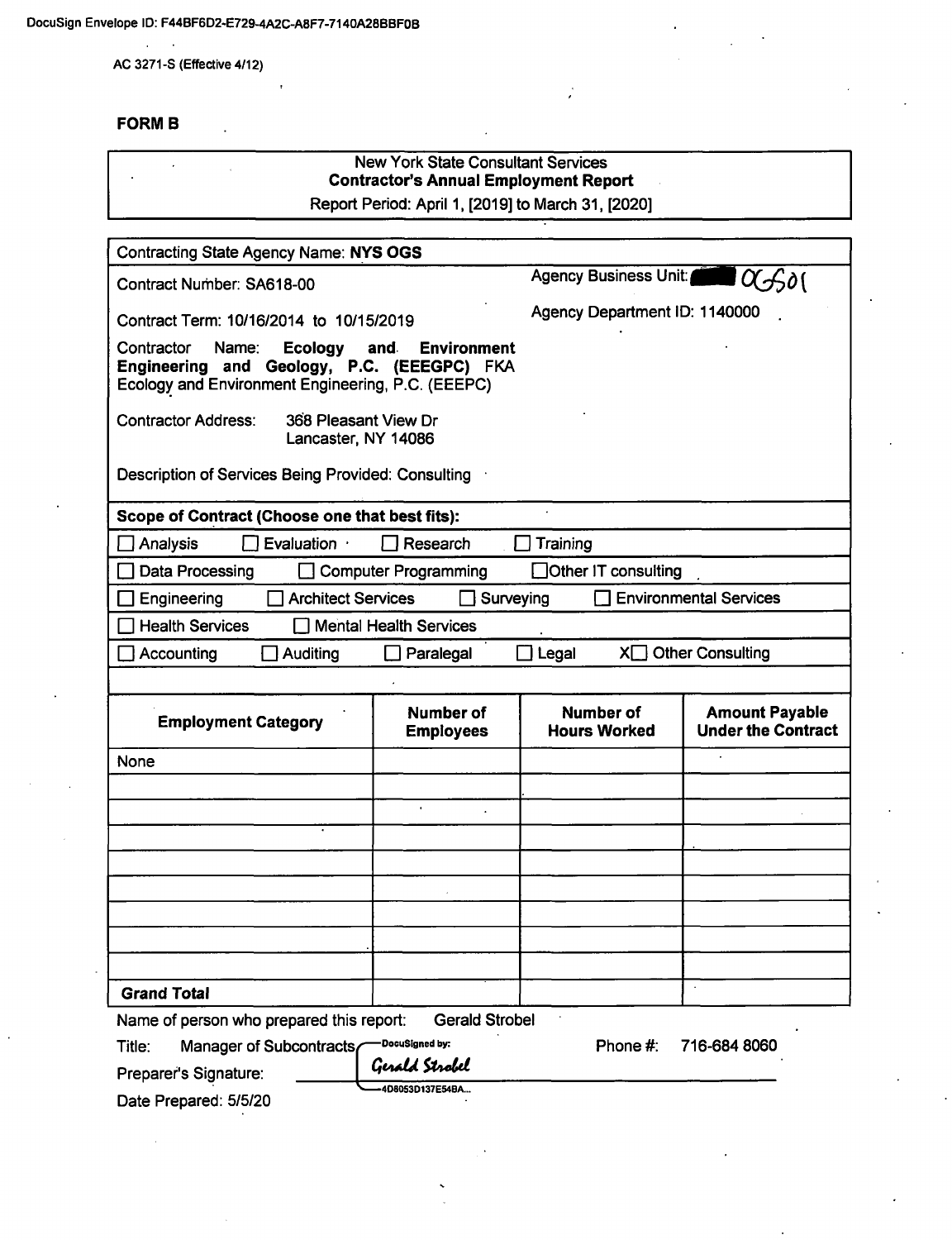DocuSign Envelope ID: F44BF6D2-E729-4A2C-A8F7-7140A28BBF0B

AC 3271-S (Effective 4/12)

**FORM B**

New York State Consultant Services
**Contractor's Annual Employment Report**
Report Period: April 1, [2019] to March 31, [2020]

Contracting State Agency Name: **NYS OGS**

Contract Number: SA618-00

Agency Business Unit: ████ OGS01

Contract Term: 10/16/2014 to 10/15/2019

Agency Department ID: 1140000

Contractor Name: **Ecology and Environment Engineering and Geology, P.C. (EEEGPC)** FKA Ecology and Environment Engineering, P.C. (EEEPC)

Contractor Address: 368 Pleasant View Dr
Lancaster, NY 14086

Description of Services Being Provided: Consulting

**Scope of Contract (Choose one that best fits):**

☐ Analysis ☐ Evaluation ☐ Research ☐ Training

☐ Data Processing ☐ Computer Programming ☐ Other IT consulting

☐ Engineering ☐ Architect Services ☐ Surveying ☐ Environmental Services

☐ Health Services ☐ Mental Health Services

☐ Accounting ☐ Auditing ☐ Paralegal ☐ Legal X☐ Other Consulting

| Employment Category | Number of Employees | Number of Hours Worked | Amount Payable Under the Contract |
|---|---|---|---|
| None | | | |
| | | | |
| | | | |
| | | | |
| | | | |
| | | | |
| | | | |
| | | | |
| | | | |
| **Grand Total** | | | |

Name of person who prepared this report: Gerald Strobel

Title: Manager of Subcontracts

Phone #: 716-684 8060

Preparer's Signature: DocuSigned by: Gerald Strobel 4D8053D137E54BA...

Date Prepared: 5/5/20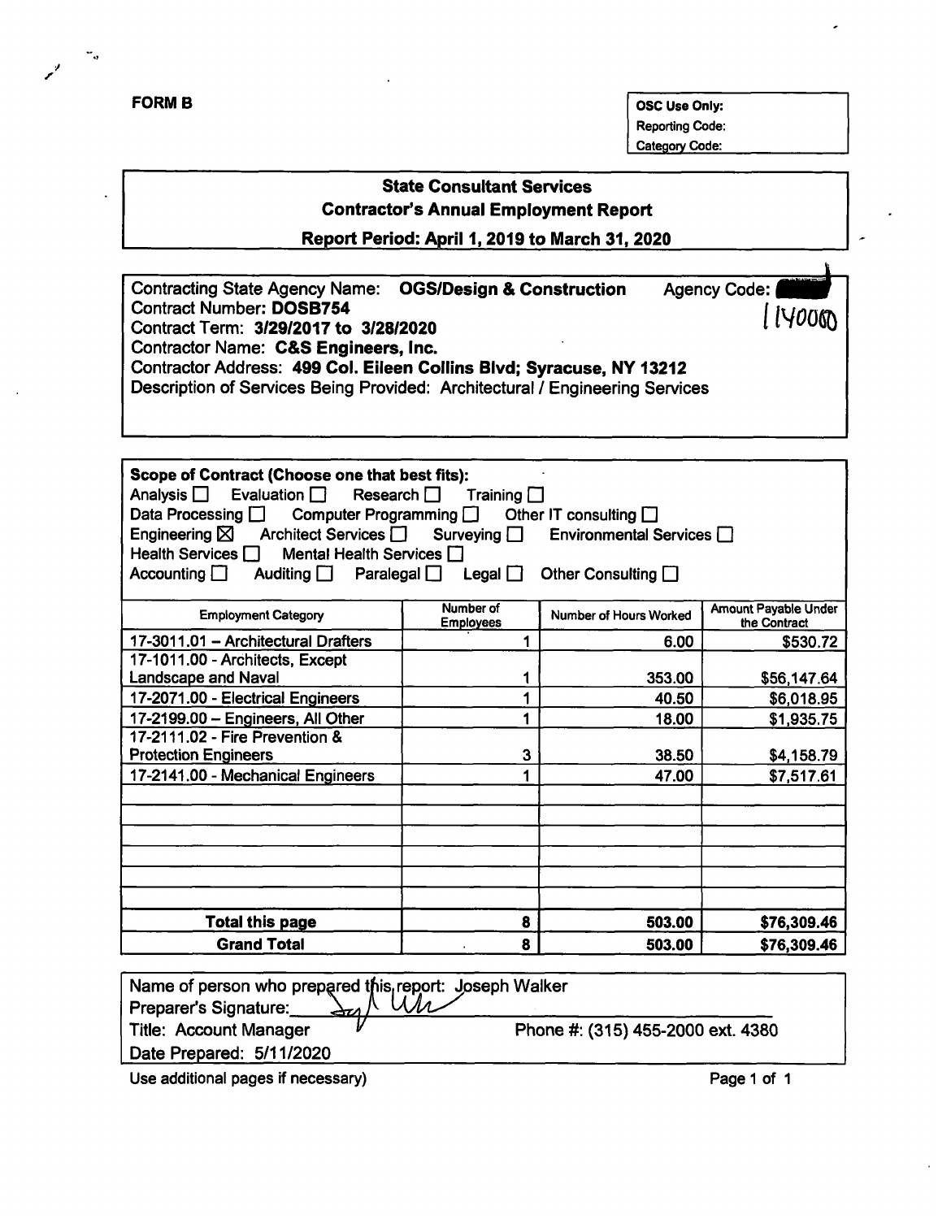**FORM B**

| OSC Use Only: |
|---|
| Reporting Code: |
| Category Code: |

## State Consultant Services
## Contractor's Annual Employment Report
### Report Period: April 1, 2019 to March 31, 2020

Contracting State Agency Name: **OGS/Design & Construction** Agency Code: 1140000
Contract Number: **DOSB754**
Contract Term: **3/29/2017 to 3/28/2020**
Contractor Name: **C&S Engineers, Inc.**
Contractor Address: **499 Col. Eileen Collins Blvd; Syracuse, NY 13212**
Description of Services Being Provided: Architectural / Engineering Services

**Scope of Contract (Choose one that best fits):**
Analysis ☐ Evaluation ☐ Research ☐ Training ☐
Data Processing ☐ Computer Programming ☐ Other IT consulting ☐
Engineering ☒ Architect Services ☐ Surveying ☐ Environmental Services ☐
Health Services ☐ Mental Health Services ☐
Accounting ☐ Auditing ☐ Paralegal ☐ Legal ☐ Other Consulting ☐

| Employment Category | Number of Employees | Number of Hours Worked | Amount Payable Under the Contract |
|---|---|---|---|
| 17-3011.01 – Architectural Drafters | 1 | 6.00 | $530.72 |
| 17-1011.00 - Architects, Except Landscape and Naval | 1 | 353.00 | $56,147.64 |
| 17-2071.00 - Electrical Engineers | 1 | 40.50 | $6,018.95 |
| 17-2199.00 – Engineers, All Other | 1 | 18.00 | $1,935.75 |
| 17-2111.02 - Fire Prevention & Protection Engineers | 3 | 38.50 | $4,158.79 |
| 17-2141.00 - Mechanical Engineers | 1 | 47.00 | $7,517.61 |
| | | | |
| | | | |
| | | | |
| | | | |
| | | | |
| | | | |
| **Total this page** | **8** | **503.00** | **$76,309.46** |
| **Grand Total** | **8** | **503.00** | **$76,309.46** |

Name of person who prepared this report: Joseph Walker
Preparer's Signature: [signature]
Title: Account Manager Phone #: (315) 455-2000 ext. 4380
Date Prepared: 5/11/2020

Use additional pages if necessary)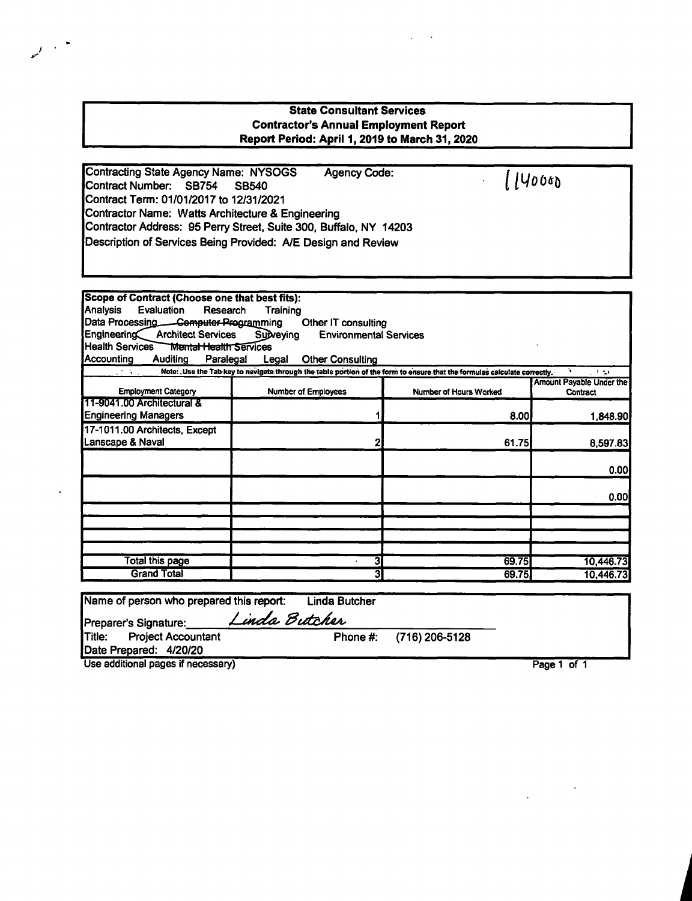# State Consultant Services
## Contractor's Annual Employment Report
### Report Period: April 1, 2019 to March 31, 2020

Contracting State Agency Name: NYSOGS Agency Code: 1140000
Contract Number: SB754 SB540
Contract Term: 01/01/2017 to 12/31/2021
Contractor Name: Watts Architecture & Engineering
Contractor Address: 95 Perry Street, Suite 300, Buffalo, NY 14203
Description of Services Being Provided: A/E Design and Review

**Scope of Contract (Choose one that best fits):**
Analysis Evaluation Research Training
Data Processing ~~Computer Programming~~ Other IT consulting
Engineering Architect Services Surveying Environmental Services
Health Services ~~Mental Health Services~~
Accounting Auditing Paralegal Legal Other Consulting

Note: Use the Tab key to navigate through the table portion of the form to ensure that the formulas calculate correctly.

| Employment Category | Number of Employees | Number of Hours Worked | Amount Payable Under the Contract |
|---|---|---|---|
| 11-9041.00 Architectural & Engineering Managers | 1 | 8.00 | 1,848.90 |
| 17-1011.00 Architects, Except Lanscape & Naval | 2 | 61.75 | 8,597.83 |
| | | | 0.00 |
| | | | 0.00 |
| | | | |
| | | | |
| | | | |
| | | | |
| Total this page | 3 | 69.75 | 10,446.73 |
| Grand Total | 3 | 69.75 | 10,446.73 |

Name of person who prepared this report: Linda Butcher
Preparer's Signature: *Linda Butcher*
Title: Project Accountant Phone #: (716) 206-5128
Date Prepared: 4/20/20

Use additional pages if necessary)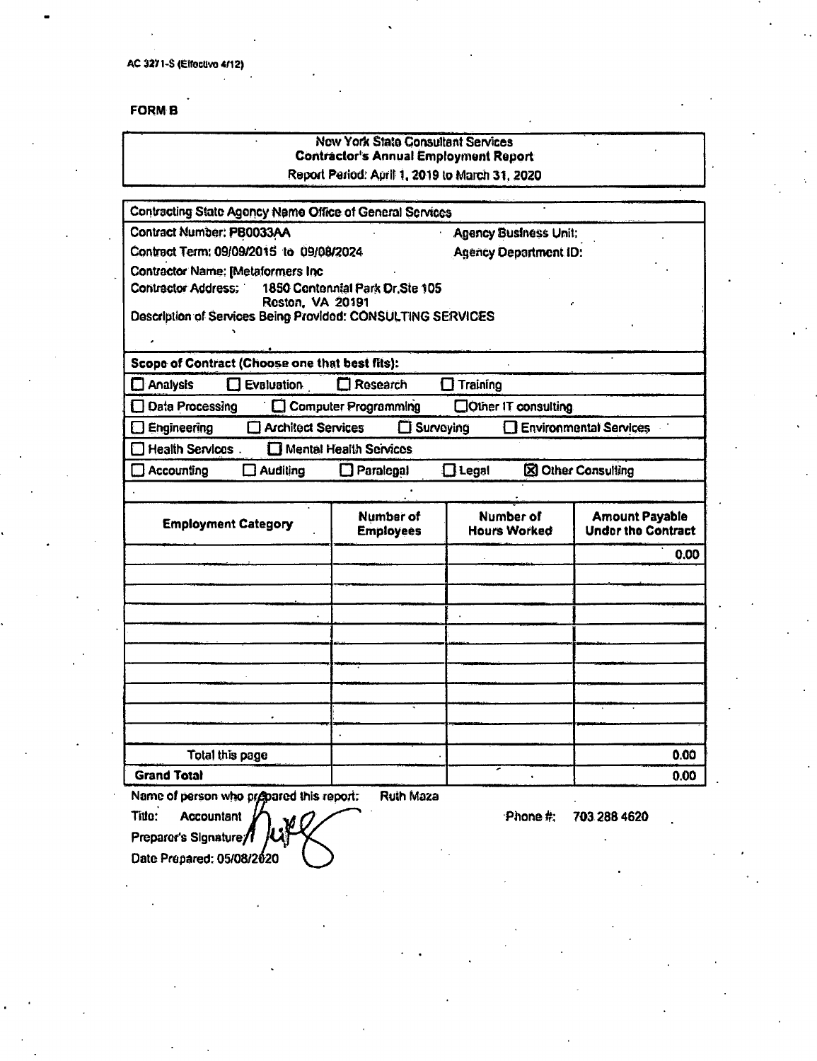AC 3271-S (Effective 4/12)

**FORM B**

New York State Consultant Services
**Contractor's Annual Employment Report**
Report Period: April 1, 2019 to March 31, 2020

Contracting State Agency Name Office of General Services

Contract Number: PB0033AA | Agency Business Unit:

Contract Term: 09/09/2015 to 09/08/2024 | Agency Department ID:

Contractor Name: [Metaformers Inc

Contractor Address: 1850 Centennial Park Dr,Ste 105
Reston, VA 20191

Description of Services Being Provided: CONSULTING SERVICES

**Scope of Contract (Choose one that best fits):**

☐ Analysis ☐ Evaluation ☐ Research ☐ Training

☐ Data Processing ☐ Computer Programming ☐ Other IT consulting

☐ Engineering ☐ Architect Services ☐ Surveying ☐ Environmental Services

☐ Health Services ☐ Mental Health Services

☐ Accounting ☐ Auditing ☐ Paralegal ☐ Legal ☒ Other Consulting

| Employment Category | Number of Employees | Number of Hours Worked | Amount Payable Under the Contract |
|---|---|---|---|
| | | | 0.00 |
| | | | |
| | | | |
| | | | |
| | | | |
| | | | |
| | | | |
| | | | |
| | | | |
| | | | |
| Total this page | | | 0.00 |
| **Grand Total** | | | 0.00 |

Name of person who prepared this report: Ruth Maza

Title: Accountant Phone #: 703 288 4620

Preparer's Signature: [signature]

Date Prepared: 05/08/2020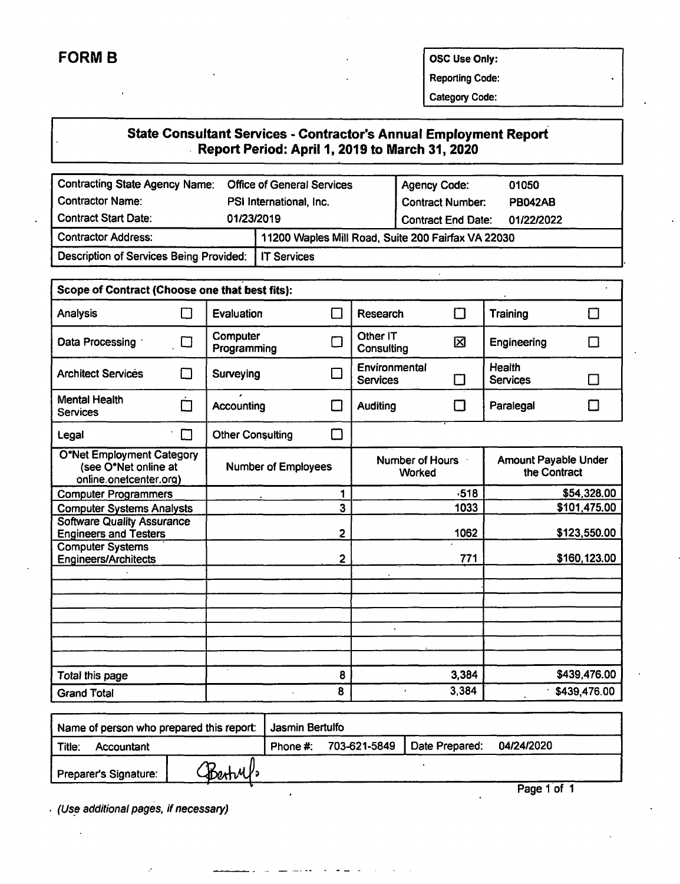# FORM B

| OSC Use Only: |
|---|
| Reporting Code: |
| Category Code: |

## State Consultant Services - Contractor's Annual Employment Report
## Report Period: April 1, 2019 to March 31, 2020

| | | | |
|---|---|---|---|
| Contracting State Agency Name: | Office of General Services | Agency Code: | 01050 |
| Contractor Name: | PSI International, Inc. | Contract Number: | PB042AB |
| Contract Start Date: | 01/23/2019 | Contract End Date: | 01/22/2022 |
| Contractor Address: | 11200 Waples Mill Road, Suite 200 Fairfax VA 22030 | | |
| Description of Services Being Provided: | IT Services | | |

**Scope of Contract (Choose one that best fits):**

| | | | | | | | |
|---|---|---|---|---|---|---|---|
| Analysis | ☐ | Evaluation | ☐ | Research | ☐ | Training | ☐ |
| Data Processing | ☐ | Computer Programming | ☐ | Other IT Consulting | ☒ | Engineering | ☐ |
| Architect Services | ☐ | Surveying | ☐ | Environmental Services | ☐ | Health Services | ☐ |
| Mental Health Services | ☐ | Accounting | ☐ | Auditing | ☐ | Paralegal | ☐ |
| Legal | ☐ | Other Consulting | ☐ | | | | |

| O*Net Employment Category (see O*Net online at online.onetcenter.org) | Number of Employees | Number of Hours Worked | Amount Payable Under the Contract |
|---|---|---|---|
| Computer Programmers | 1 | 518 | $54,328.00 |
| Computer Systems Analysts | 3 | 1033 | $101,475.00 |
| Software Quality Assurance Engineers and Testers | 2 | 1062 | $123,550.00 |
| Computer Systems Engineers/Architects | 2 | 771 | $160,123.00 |
| | | | |
| | | | |
| | | | |
| | | | |
| | | | |
| | | | |
| | | | |
| Total this page | 8 | 3,384 | $439,476.00 |
| Grand Total | 8 | 3,384 | $439,476.00 |

| | | | |
|---|---|---|---|
| Name of person who prepared this report: | Jasmin Bertulfo | | |
| Title: Accountant | Phone #: 703-621-5849 | Date Prepared: | 04/24/2020 |
| Preparer's Signature: | JBertulfo | | |

*(Use additional pages, if necessary)*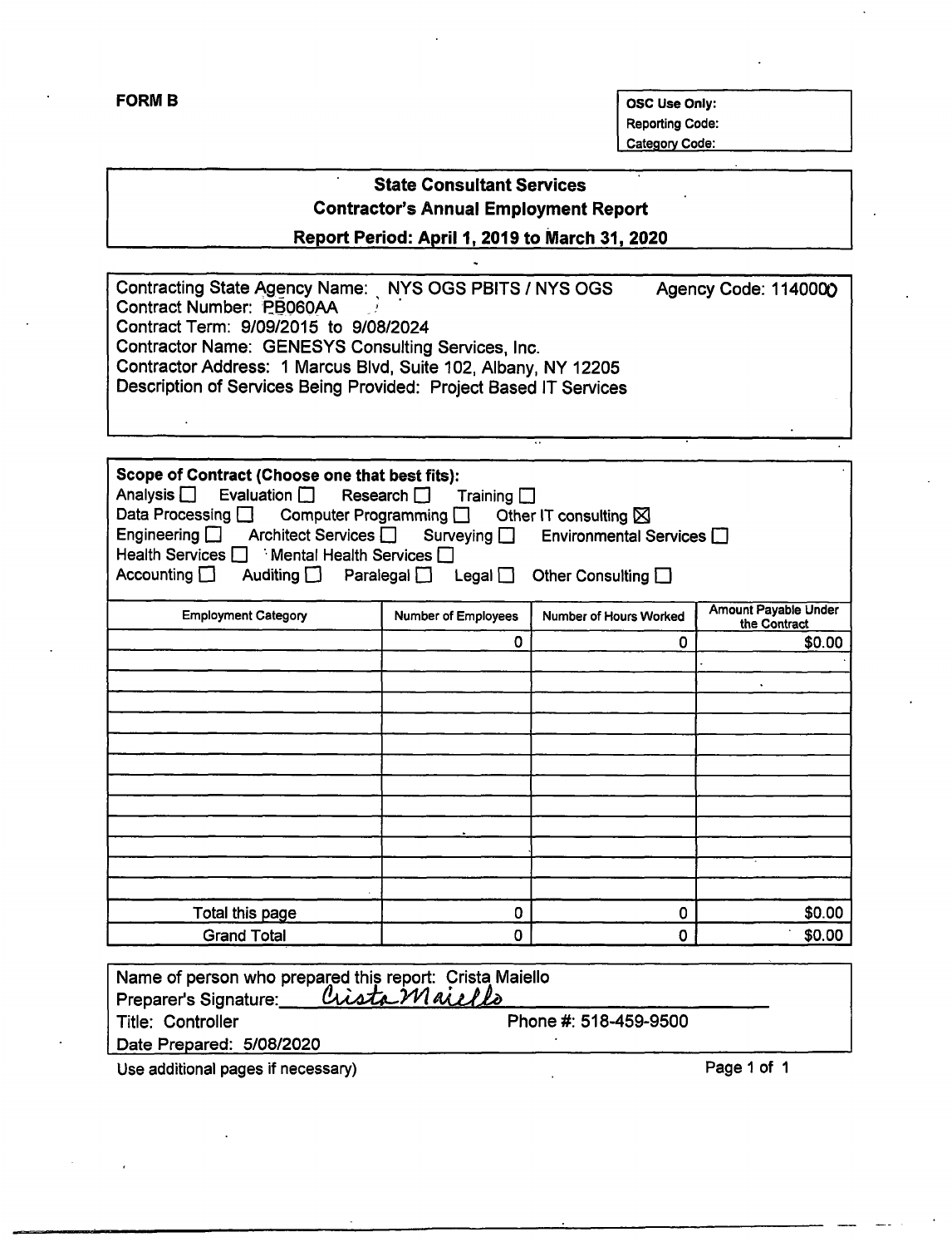**FORM B**

| OSC Use Only: |
|---|
| Reporting Code: |
| Category Code: |

## State Consultant Services
## Contractor's Annual Employment Report
## Report Period: April 1, 2019 to March 31, 2020

Contracting State Agency Name: NYS OGS PBITS / NYS OGS Agency Code: 1140000
Contract Number: PB060AA
Contract Term: 9/09/2015 to 9/08/2024
Contractor Name: GENESYS Consulting Services, Inc.
Contractor Address: 1 Marcus Blvd, Suite 102, Albany, NY 12205
Description of Services Being Provided: Project Based IT Services

**Scope of Contract (Choose one that best fits):**
Analysis ☐ Evaluation ☐ Research ☐ Training ☐
Data Processing ☐ Computer Programming ☐ Other IT consulting ☒
Engineering ☐ Architect Services ☐ Surveying ☐ Environmental Services ☐
Health Services ☐ Mental Health Services ☐
Accounting ☐ Auditing ☐ Paralegal ☐ Legal ☐ Other Consulting ☐

| Employment Category | Number of Employees | Number of Hours Worked | Amount Payable Under the Contract |
|---|---|---|---|
| | 0 | 0 | $0.00 |
| | | | |
| | | | |
| | | | |
| | | | |
| | | | |
| | | | |
| | | | |
| | | | |
| | | | |
| | | | |
| | | | |
| | | | |
| Total this page | 0 | 0 | $0.00 |
| Grand Total | 0 | 0 | $0.00 |

Name of person who prepared this report: Crista Maiello
Preparer's Signature: *Crista Maiello*
Title: Controller Phone #: 518-459-9500
Date Prepared: 5/08/2020

Use additional pages if necessary)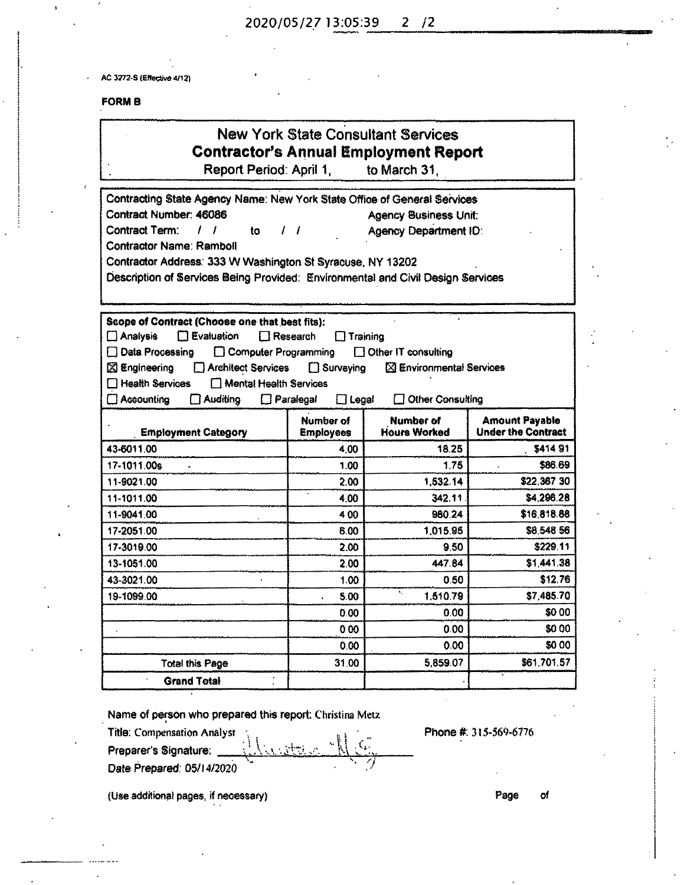AC 3272-S (Effective 4/12)

**FORM B**

# New York State Consultant Services
## Contractor's Annual Employment Report

Report Period: April 1, to March 31,

Contracting State Agency Name: New York State Office of General Services
Contract Number: 46086 Agency Business Unit:
Contract Term: / / to / / Agency Department ID:
Contractor Name: Ramboll
Contractor Address: 333 W Washington St Syracuse, NY 13202
Description of Services Being Provided: Environmental and Civil Design Services

**Scope of Contract (Choose one that best fits):**

☐ Analysis ☐ Evaluation ☐ Research ☐ Training
☐ Data Processing ☐ Computer Programming ☐ Other IT consulting
☒ Engineering ☐ Architect Services ☐ Surveying ☒ Environmental Services
☐ Health Services ☐ Mental Health Services
☐ Accounting ☐ Auditing ☐ Paralegal ☐ Legal ☐ Other Consulting

| Employment Category | Number of Employees | Number of Hours Worked | Amount Payable Under the Contract |
|---|---|---|---|
| 43-6011.00 | 4.00 | 18.25 | $414.91 |
| 17-1011.00s | 1.00 | 1.75 | $86.69 |
| 11-9021.00 | 2.00 | 1,532.14 | $22,367.30 |
| 11-1011.00 | 4.00 | 342.11 | $4,296.28 |
| 11-9041.00 | 4.00 | 980.24 | $16,818.88 |
| 17-2051.00 | 6.00 | 1,015.95 | $8,548.56 |
| 17-3019.00 | 2.00 | 9.50 | $229.11 |
| 13-1051.00 | 2.00 | 447.84 | $1,441.38 |
| 43-3021.00 | 1.00 | 0.50 | $12.76 |
| 19-1099.00 | 5.00 | 1,510.79 | $7,485.70 |
| | 0.00 | 0.00 | $0.00 |
| | 0.00 | 0.00 | $0.00 |
| | 0.00 | 0.00 | $0.00 |
| Total this Page | 31.00 | 5,859.07 | $61,701.57 |
| Grand Total | | | |

Name of person who prepared this report: Christina Metz
Title: Compensation Analyst
Preparer's Signature: [signature]
Date Prepared: 05/14/2020

Phone #: 315-569-6776

(Use additional pages, if necessary)

Page of